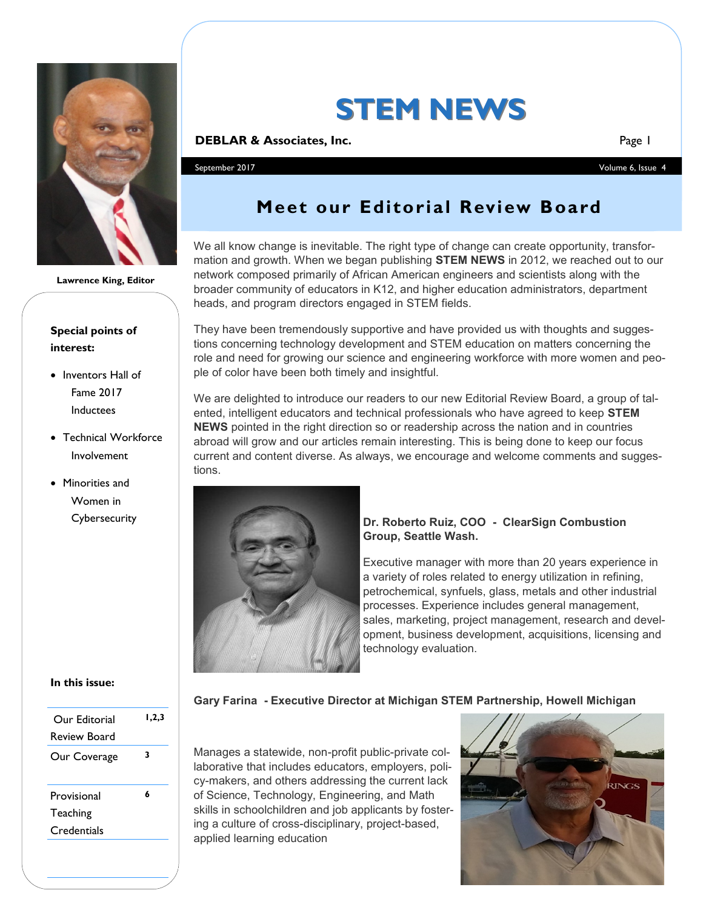# STEM NEWS

**DEBLAR & Associates, Inc.**

September 2017

Lawrence King, Editor

**Special points of interest:**

- Inventors Hall of Fame 2017 Inductees
- Technical Workforce Involvement
- Minorities and Women in Cybersecurity

**In this issue:**

| | |
|---|---|
| Our Editorial Review Board | 1,2,3 |
| Our Coverage | 3 |
| Provisional Teaching Credentials | 6 |

## Meet our Editorial Review Board

We all know change is inevitable. The right type of change can create opportunity, transformation and growth. When we began publishing **STEM NEWS** in 2012, we reached out to our network composed primarily of African American engineers and scientists along with the broader community of educators in K12, and higher education administrators, department heads, and program directors engaged in STEM fields.

They have been tremendously supportive and have provided us with thoughts and suggestions concerning technology development and STEM education on matters concerning the role and need for growing our science and engineering workforce with more women and people of color have been both timely and insightful.

We are delighted to introduce our readers to our new Editorial Review Board, a group of talented, intelligent educators and technical professionals who have agreed to keep **STEM NEWS** pointed in the right direction so or readership across the nation and in countries abroad will grow and our articles remain interesting. This is being done to keep our focus current and content diverse. As always, we encourage and welcome comments and suggestions.

**Dr. Roberto Ruiz, COO - ClearSign Combustion Group, Seattle Wash.**

Executive manager with more than 20 years experience in a variety of roles related to energy utilization in refining, petrochemical, synfuels, glass, metals and other industrial processes. Experience includes general management, sales, marketing, project management, research and development, business development, acquisitions, licensing and technology evaluation.

**Gary Farina - Executive Director at Michigan STEM Partnership, Howell Michigan**

Manages a statewide, non-profit public-private collaborative that includes educators, employers, policy-makers, and others addressing the current lack of Science, Technology, Engineering, and Math skills in schoolchildren and job applicants by fostering a culture of cross-disciplinary, project-based, applied learning education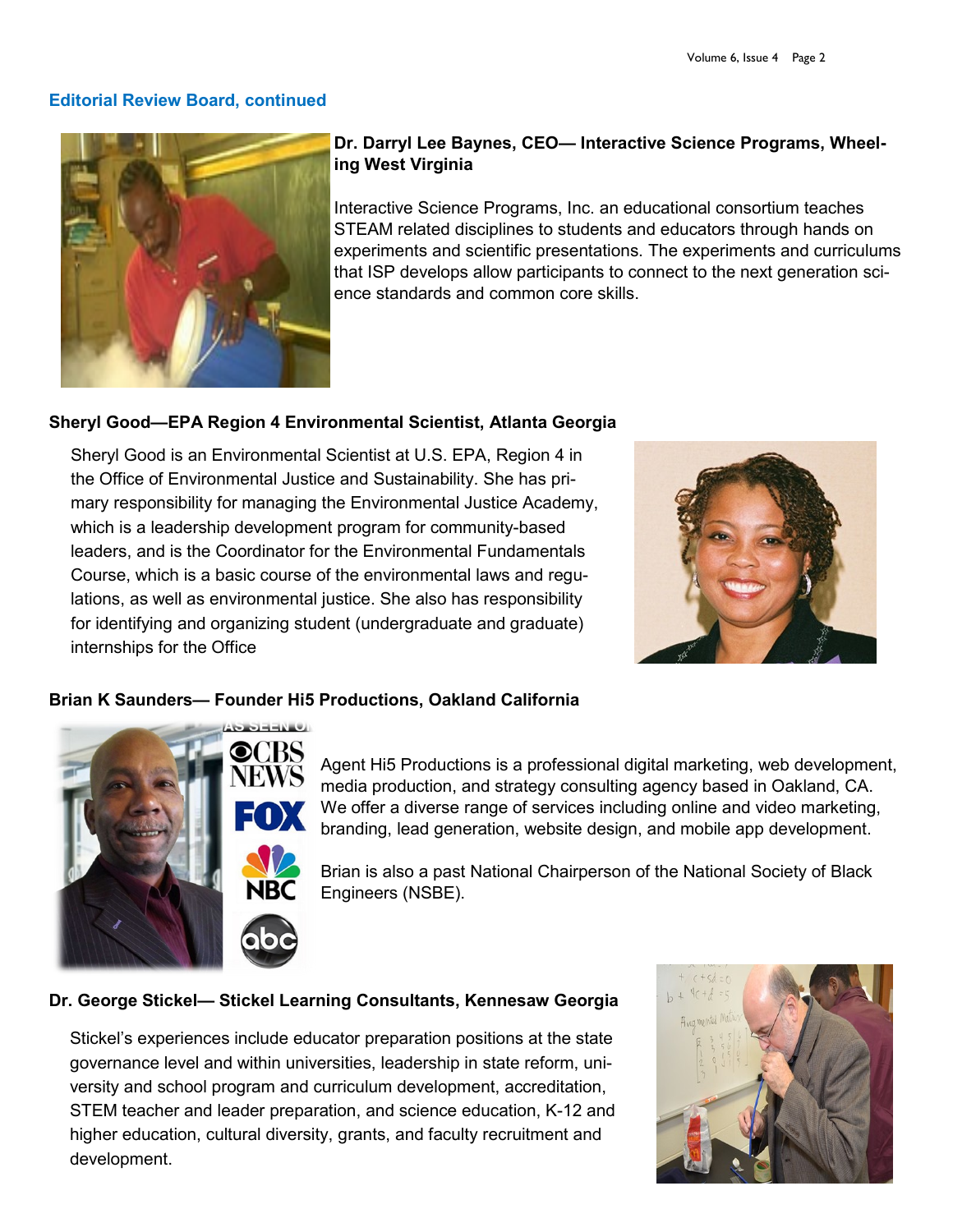## Editorial Review Board, continued

**Dr. Darryl Lee Baynes, CEO— Interactive Science Programs, Wheeling West Virginia**

Interactive Science Programs, Inc. an educational consortium teaches STEAM related disciplines to students and educators through hands on experiments and scientific presentations. The experiments and curriculums that ISP develops allow participants to connect to the next generation science standards and common core skills.

**Sheryl Good—EPA Region 4 Environmental Scientist, Atlanta Georgia**

Sheryl Good is an Environmental Scientist at U.S. EPA, Region 4 in the Office of Environmental Justice and Sustainability. She has primary responsibility for managing the Environmental Justice Academy, which is a leadership development program for community-based leaders, and is the Coordinator for the Environmental Fundamentals Course, which is a basic course of the environmental laws and regulations, as well as environmental justice. She also has responsibility for identifying and organizing student (undergraduate and graduate) internships for the Office

**Brian K Saunders— Founder Hi5 Productions, Oakland California**

Agent Hi5 Productions is a professional digital marketing, web development, media production, and strategy consulting agency based in Oakland, CA. We offer a diverse range of services including online and video marketing, branding, lead generation, website design, and mobile app development.

Brian is also a past National Chairperson of the National Society of Black Engineers (NSBE).

**Dr. George Stickel— Stickel Learning Consultants, Kennesaw Georgia**

Stickel's experiences include educator preparation positions at the state governance level and within universities, leadership in state reform, university and school program and curriculum development, accreditation, STEM teacher and leader preparation, and science education, K-12 and higher education, cultural diversity, grants, and faculty recruitment and development.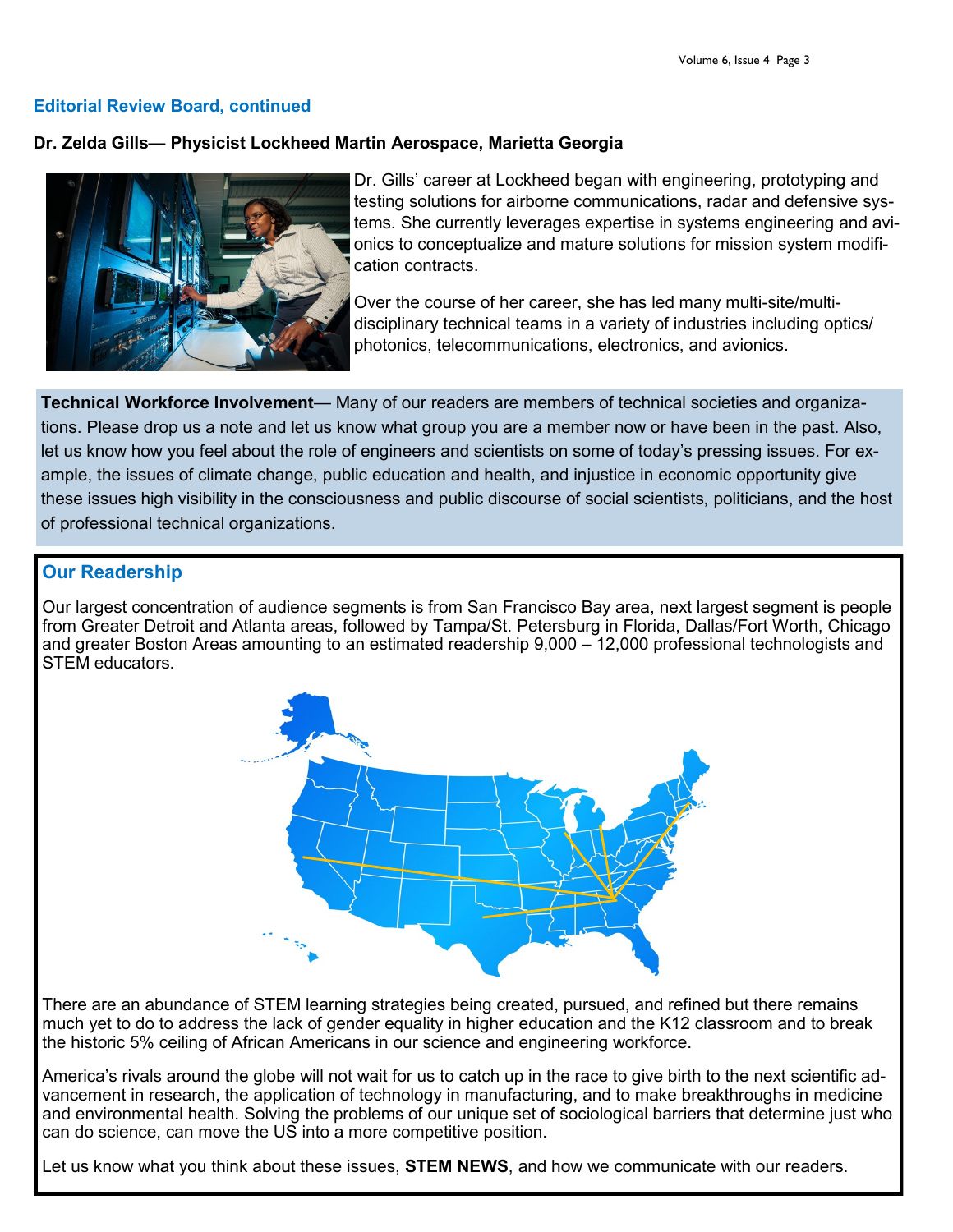## Editorial Review Board, continued

**Dr. Zelda Gills— Physicist Lockheed Martin Aerospace, Marietta Georgia**

Dr. Gills' career at Lockheed began with engineering, prototyping and testing solutions for airborne communications, radar and defensive systems. She currently leverages expertise in systems engineering and avionics to conceptualize and mature solutions for mission system modification contracts.

Over the course of her career, she has led many multi-site/multi-disciplinary technical teams in a variety of industries including optics/photonics, telecommunications, electronics, and avionics.

**Technical Workforce Involvement**— Many of our readers are members of technical societies and organizations. Please drop us a note and let us know what group you are a member now or have been in the past. Also, let us know how you feel about the role of engineers and scientists on some of today's pressing issues. For example, the issues of climate change, public education and health, and injustice in economic opportunity give these issues high visibility in the consciousness and public discourse of social scientists, politicians, and the host of professional technical organizations.

## Our Readership

Our largest concentration of audience segments is from San Francisco Bay area, next largest segment is people from Greater Detroit and Atlanta areas, followed by Tampa/St. Petersburg in Florida, Dallas/Fort Worth, Chicago and greater Boston Areas amounting to an estimated readership 9,000 – 12,000 professional technologists and STEM educators.

There are an abundance of STEM learning strategies being created, pursued, and refined but there remains much yet to do to address the lack of gender equality in higher education and the K12 classroom and to break the historic 5% ceiling of African Americans in our science and engineering workforce.

America's rivals around the globe will not wait for us to catch up in the race to give birth to the next scientific advancement in research, the application of technology in manufacturing, and to make breakthroughs in medicine and environmental health. Solving the problems of our unique set of sociological barriers that determine just who can do science, can move the US into a more competitive position.

Let us know what you think about these issues, **STEM NEWS**, and how we communicate with our readers.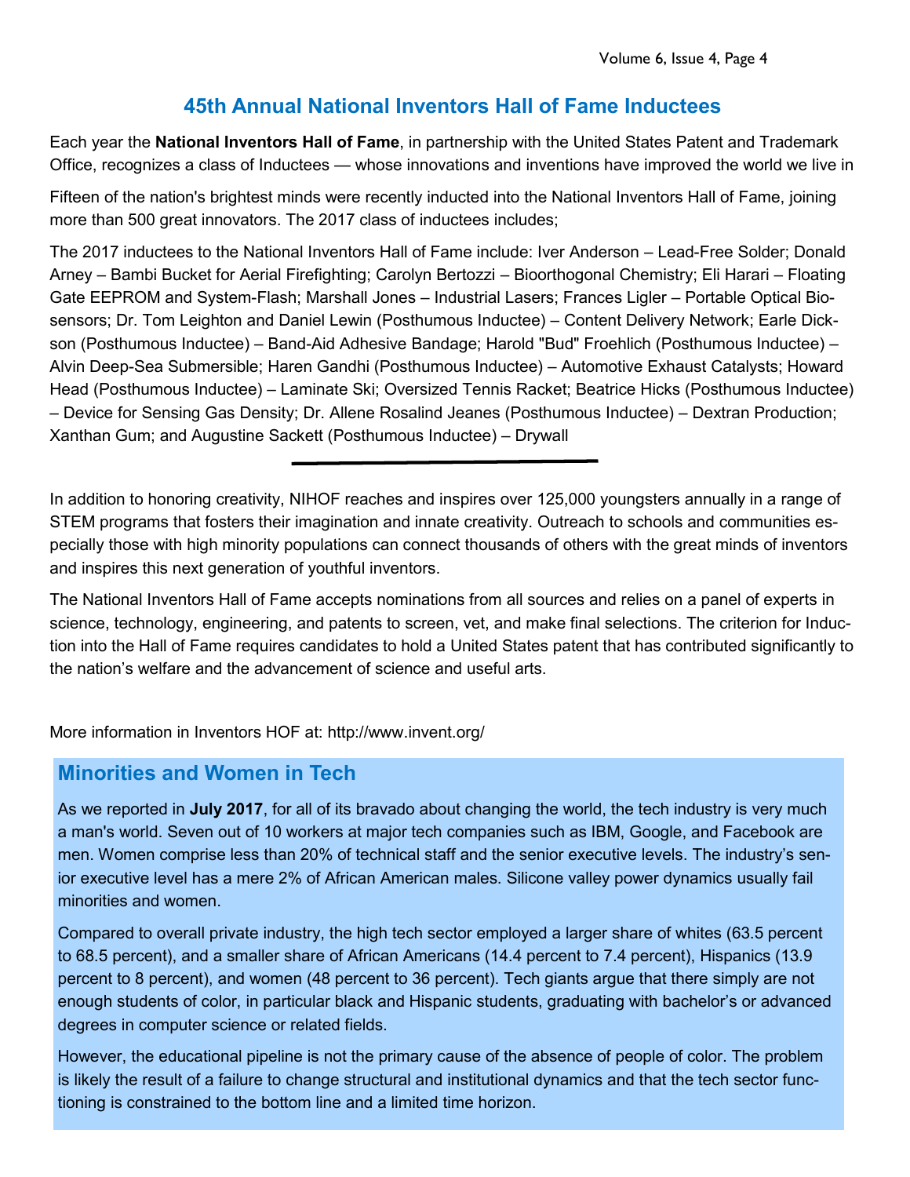## 45th Annual National Inventors Hall of Fame Inductees

Each year the **National Inventors Hall of Fame**, in partnership with the United States Patent and Trademark Office, recognizes a class of Inductees — whose innovations and inventions have improved the world we live in

Fifteen of the nation's brightest minds were recently inducted into the National Inventors Hall of Fame, joining more than 500 great innovators. The 2017 class of inductees includes;

The 2017 inductees to the National Inventors Hall of Fame include: Iver Anderson – Lead-Free Solder; Donald Arney – Bambi Bucket for Aerial Firefighting; Carolyn Bertozzi – Bioorthogonal Chemistry; Eli Harari – Floating Gate EEPROM and System-Flash; Marshall Jones – Industrial Lasers; Frances Ligler – Portable Optical Biosensors; Dr. Tom Leighton and Daniel Lewin (Posthumous Inductee) – Content Delivery Network; Earle Dickson (Posthumous Inductee) – Band-Aid Adhesive Bandage; Harold "Bud" Froehlich (Posthumous Inductee) – Alvin Deep-Sea Submersible; Haren Gandhi (Posthumous Inductee) – Automotive Exhaust Catalysts; Howard Head (Posthumous Inductee) – Laminate Ski; Oversized Tennis Racket; Beatrice Hicks (Posthumous Inductee) – Device for Sensing Gas Density; Dr. Allene Rosalind Jeanes (Posthumous Inductee) – Dextran Production; Xanthan Gum; and Augustine Sackett (Posthumous Inductee) – Drywall

---

In addition to honoring creativity, NIHOF reaches and inspires over 125,000 youngsters annually in a range of STEM programs that fosters their imagination and innate creativity. Outreach to schools and communities especially those with high minority populations can connect thousands of others with the great minds of inventors and inspires this next generation of youthful inventors.

The National Inventors Hall of Fame accepts nominations from all sources and relies on a panel of experts in science, technology, engineering, and patents to screen, vet, and make final selections. The criterion for Induction into the Hall of Fame requires candidates to hold a United States patent that has contributed significantly to the nation's welfare and the advancement of science and useful arts.

More information in Inventors HOF at: http://www.invent.org/

### Minorities and Women in Tech

As we reported in **July 2017**, for all of its bravado about changing the world, the tech industry is very much a man's world. Seven out of 10 workers at major tech companies such as IBM, Google, and Facebook are men. Women comprise less than 20% of technical staff and the senior executive levels. The industry's senior executive level has a mere 2% of African American males. Silicone valley power dynamics usually fail minorities and women.

Compared to overall private industry, the high tech sector employed a larger share of whites (63.5 percent to 68.5 percent), and a smaller share of African Americans (14.4 percent to 7.4 percent), Hispanics (13.9 percent to 8 percent), and women (48 percent to 36 percent). Tech giants argue that there simply are not enough students of color, in particular black and Hispanic students, graduating with bachelor's or advanced degrees in computer science or related fields.

However, the educational pipeline is not the primary cause of the absence of people of color. The problem is likely the result of a failure to change structural and institutional dynamics and that the tech sector functioning is constrained to the bottom line and a limited time horizon.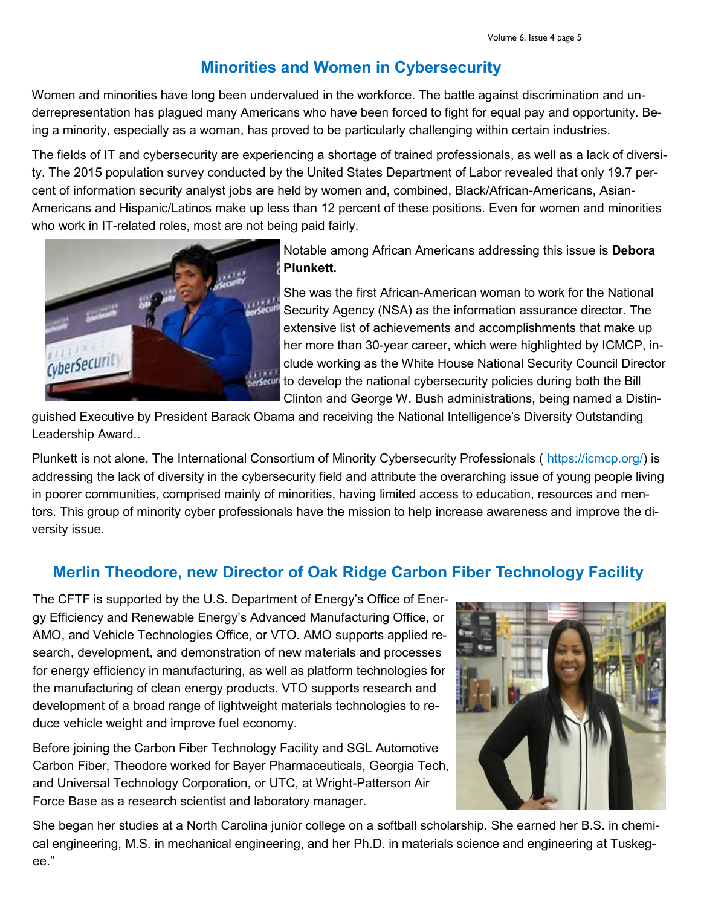## Minorities and Women in Cybersecurity

Women and minorities have long been undervalued in the workforce. The battle against discrimination and underrepresentation has plagued many Americans who have been forced to fight for equal pay and opportunity. Being a minority, especially as a woman, has proved to be particularly challenging within certain industries.

The fields of IT and cybersecurity are experiencing a shortage of trained professionals, as well as a lack of diversity. The 2015 population survey conducted by the United States Department of Labor revealed that only 19.7 percent of information security analyst jobs are held by women and, combined, Black/African-Americans, Asian-Americans and Hispanic/Latinos make up less than 12 percent of these positions. Even for women and minorities who work in IT-related roles, most are not being paid fairly.

Notable among African Americans addressing this issue is **Debora Plunkett.**

She was the first African-American woman to work for the National Security Agency (NSA) as the information assurance director. The extensive list of achievements and accomplishments that make up her more than 30-year career, which were highlighted by ICMCP, include working as the White House National Security Council Director to develop the national cybersecurity policies during both the Bill Clinton and George W. Bush administrations, being named a Distinguished Executive by President Barack Obama and receiving the National Intelligence's Diversity Outstanding Leadership Award..

Plunkett is not alone. The International Consortium of Minority Cybersecurity Professionals ( https://icmcp.org/) is addressing the lack of diversity in the cybersecurity field and attribute the overarching issue of young people living in poorer communities, comprised mainly of minorities, having limited access to education, resources and mentors. This group of minority cyber professionals have the mission to help increase awareness and improve the diversity issue.

## Merlin Theodore, new Director of Oak Ridge Carbon Fiber Technology Facility

The CFTF is supported by the U.S. Department of Energy's Office of Energy Efficiency and Renewable Energy's Advanced Manufacturing Office, or AMO, and Vehicle Technologies Office, or VTO. AMO supports applied research, development, and demonstration of new materials and processes for energy efficiency in manufacturing, as well as platform technologies for the manufacturing of clean energy products. VTO supports research and development of a broad range of lightweight materials technologies to reduce vehicle weight and improve fuel economy.

Before joining the Carbon Fiber Technology Facility and SGL Automotive Carbon Fiber, Theodore worked for Bayer Pharmaceuticals, Georgia Tech, and Universal Technology Corporation, or UTC, at Wright-Patterson Air Force Base as a research scientist and laboratory manager.

She began her studies at a North Carolina junior college on a softball scholarship. She earned her B.S. in chemical engineering, M.S. in mechanical engineering, and her Ph.D. in materials science and engineering at Tuskegee."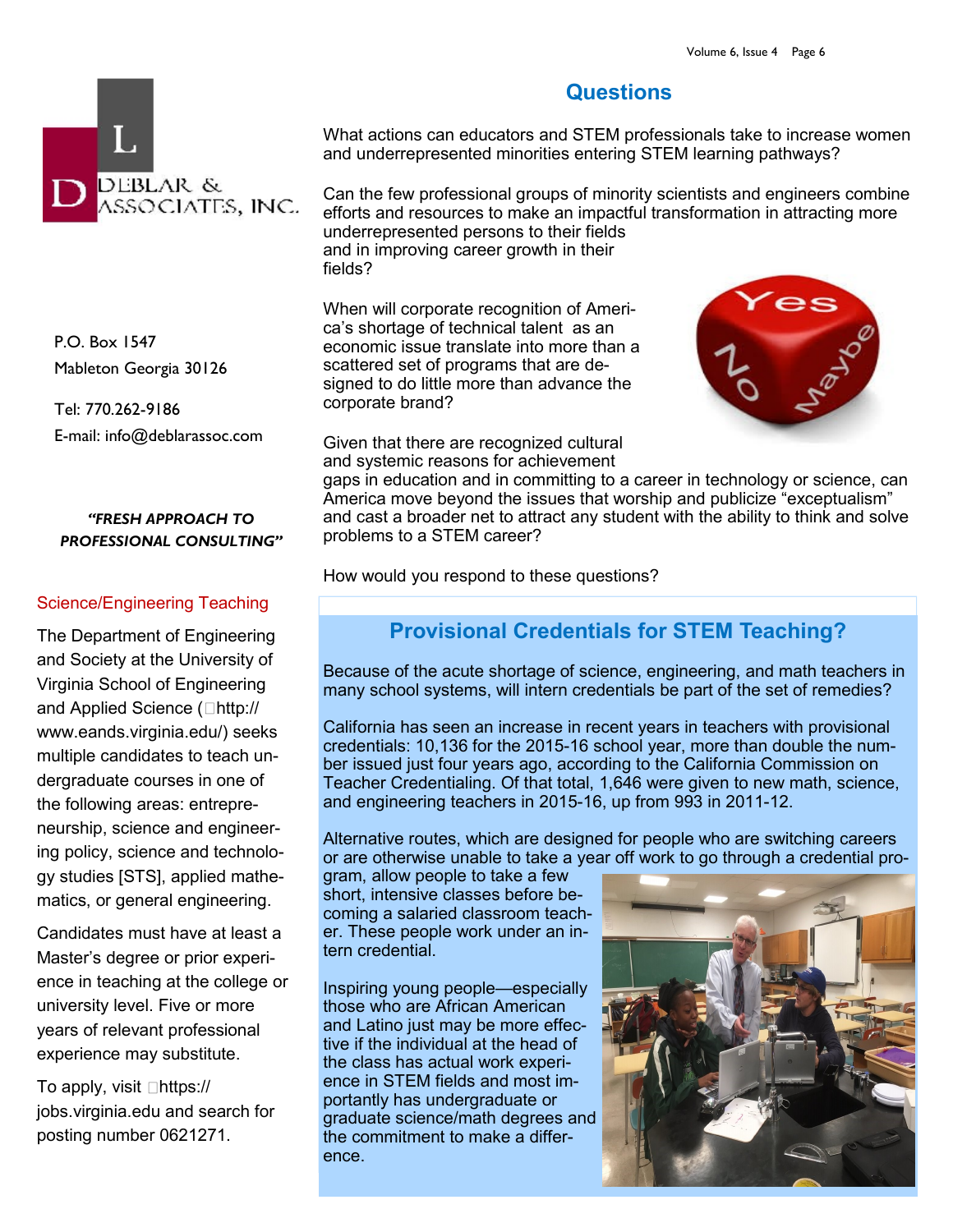DEBLAR & ASSOCIATES, INC.

P.O. Box 1547
Mableton Georgia 30126

Tel: 770.262-9186
E-mail: info@deblarassoc.com

***"FRESH APPROACH TO PROFESSIONAL CONSULTING"***

## Science/Engineering Teaching

The Department of Engineering and Society at the University of Virginia School of Engineering and Applied Science (http://www.eands.virginia.edu/) seeks multiple candidates to teach undergraduate courses in one of the following areas: entrepreneurship, science and engineering policy, science and technology studies [STS], applied mathematics, or general engineering.

Candidates must have at least a Master's degree or prior experience in teaching at the college or university level. Five or more years of relevant professional experience may substitute.

To apply, visit https://jobs.virginia.edu and search for posting number 0621271.

## Questions

What actions can educators and STEM professionals take to increase women and underrepresented minorities entering STEM learning pathways?

Can the few professional groups of minority scientists and engineers combine efforts and resources to make an impactful transformation in attracting more underrepresented persons to their fields and in improving career growth in their fields?

When will corporate recognition of America's shortage of technical talent as an economic issue translate into more than a scattered set of programs that are designed to do little more than advance the corporate brand?

Given that there are recognized cultural and systemic reasons for achievement gaps in education and in committing to a career in technology or science, can America move beyond the issues that worship and publicize "exceptualism" and cast a broader net to attract any student with the ability to think and solve problems to a STEM career?

How would you respond to these questions?

## Provisional Credentials for STEM Teaching?

Because of the acute shortage of science, engineering, and math teachers in many school systems, will intern credentials be part of the set of remedies?

California has seen an increase in recent years in teachers with provisional credentials: 10,136 for the 2015-16 school year, more than double the number issued just four years ago, according to the California Commission on Teacher Credentialing. Of that total, 1,646 were given to new math, science, and engineering teachers in 2015-16, up from 993 in 2011-12.

Alternative routes, which are designed for people who are switching careers or are otherwise unable to take a year off work to go through a credential program, allow people to take a few short, intensive classes before becoming a salaried classroom teacher. These people work under an intern credential.

Inspiring young people—especially those who are African American and Latino just may be more effective if the individual at the head of the class has actual work experience in STEM fields and most importantly has undergraduate or graduate science/math degrees and the commitment to make a difference.